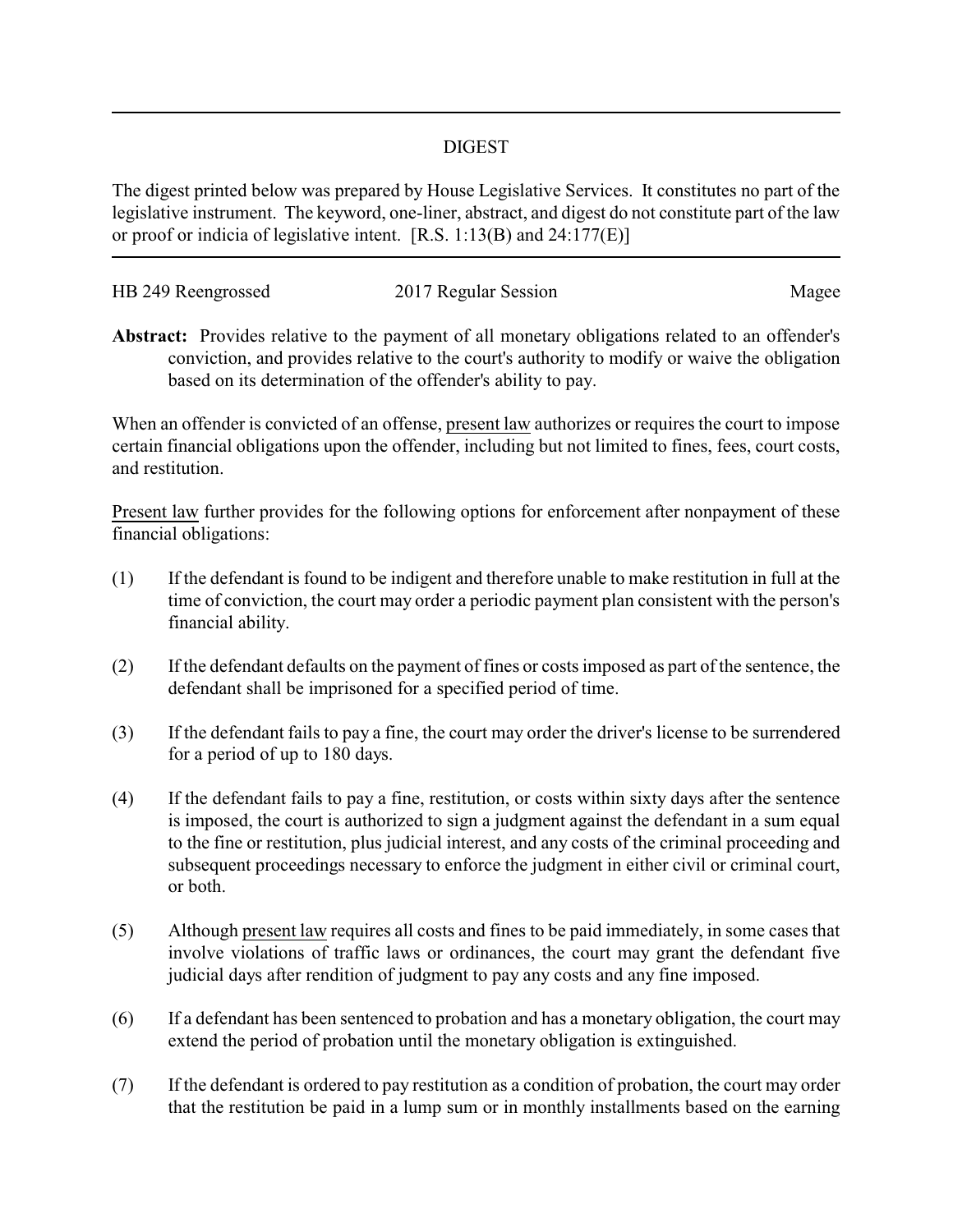## DIGEST

The digest printed below was prepared by House Legislative Services. It constitutes no part of the legislative instrument. The keyword, one-liner, abstract, and digest do not constitute part of the law or proof or indicia of legislative intent. [R.S. 1:13(B) and 24:177(E)]

HB 249 Reengrossed 2017 Regular Session Magee

**Abstract:** Provides relative to the payment of all monetary obligations related to an offender's conviction, and provides relative to the court's authority to modify or waive the obligation based on its determination of the offender's ability to pay.

When an offender is convicted of an offense, present law authorizes or requires the court to impose certain financial obligations upon the offender, including but not limited to fines, fees, court costs, and restitution.

Present law further provides for the following options for enforcement after nonpayment of these financial obligations:

(1) If the defendant is found to be indigent and therefore unable to make restitution in full at the time of conviction, the court may order a periodic payment plan consistent with the person's financial ability.

(2) If the defendant defaults on the payment of fines or costs imposed as part of the sentence, the defendant shall be imprisoned for a specified period of time.

(3) If the defendant fails to pay a fine, the court may order the driver's license to be surrendered for a period of up to 180 days.

(4) If the defendant fails to pay a fine, restitution, or costs within sixty days after the sentence is imposed, the court is authorized to sign a judgment against the defendant in a sum equal to the fine or restitution, plus judicial interest, and any costs of the criminal proceeding and subsequent proceedings necessary to enforce the judgment in either civil or criminal court, or both.

(5) Although present law requires all costs and fines to be paid immediately, in some cases that involve violations of traffic laws or ordinances, the court may grant the defendant five judicial days after rendition of judgment to pay any costs and any fine imposed.

(6) If a defendant has been sentenced to probation and has a monetary obligation, the court may extend the period of probation until the monetary obligation is extinguished.

(7) If the defendant is ordered to pay restitution as a condition of probation, the court may order that the restitution be paid in a lump sum or in monthly installments based on the earning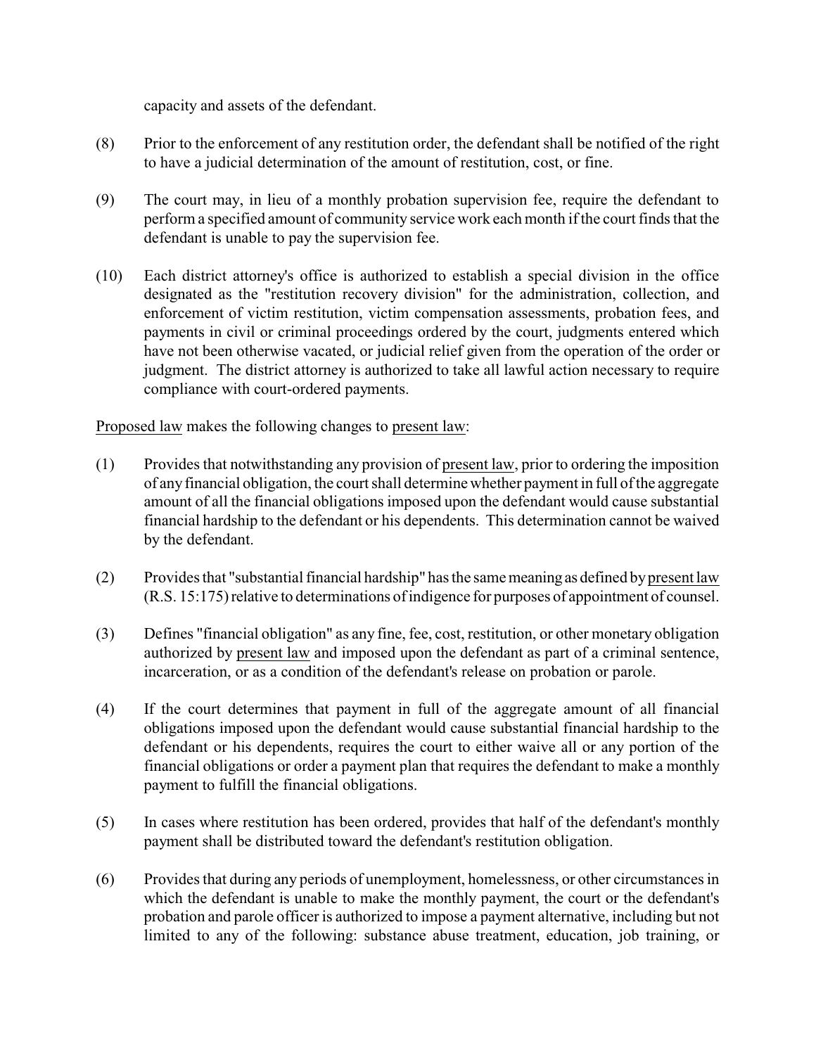capacity and assets of the defendant.

(8) Prior to the enforcement of any restitution order, the defendant shall be notified of the right to have a judicial determination of the amount of restitution, cost, or fine.

(9) The court may, in lieu of a monthly probation supervision fee, require the defendant to perform a specified amount of community service work each month if the court finds that the defendant is unable to pay the supervision fee.

(10) Each district attorney's office is authorized to establish a special division in the office designated as the "restitution recovery division" for the administration, collection, and enforcement of victim restitution, victim compensation assessments, probation fees, and payments in civil or criminal proceedings ordered by the court, judgments entered which have not been otherwise vacated, or judicial relief given from the operation of the order or judgment. The district attorney is authorized to take all lawful action necessary to require compliance with court-ordered payments.

Proposed law makes the following changes to present law:

(1) Provides that notwithstanding any provision of present law, prior to ordering the imposition of any financial obligation, the court shall determine whether payment in full of the aggregate amount of all the financial obligations imposed upon the defendant would cause substantial financial hardship to the defendant or his dependents. This determination cannot be waived by the defendant.

(2) Provides that "substantial financial hardship" has the same meaning as defined by present law (R.S. 15:175) relative to determinations of indigence for purposes of appointment of counsel.

(3) Defines "financial obligation" as any fine, fee, cost, restitution, or other monetary obligation authorized by present law and imposed upon the defendant as part of a criminal sentence, incarceration, or as a condition of the defendant's release on probation or parole.

(4) If the court determines that payment in full of the aggregate amount of all financial obligations imposed upon the defendant would cause substantial financial hardship to the defendant or his dependents, requires the court to either waive all or any portion of the financial obligations or order a payment plan that requires the defendant to make a monthly payment to fulfill the financial obligations.

(5) In cases where restitution has been ordered, provides that half of the defendant's monthly payment shall be distributed toward the defendant's restitution obligation.

(6) Provides that during any periods of unemployment, homelessness, or other circumstances in which the defendant is unable to make the monthly payment, the court or the defendant's probation and parole officer is authorized to impose a payment alternative, including but not limited to any of the following: substance abuse treatment, education, job training, or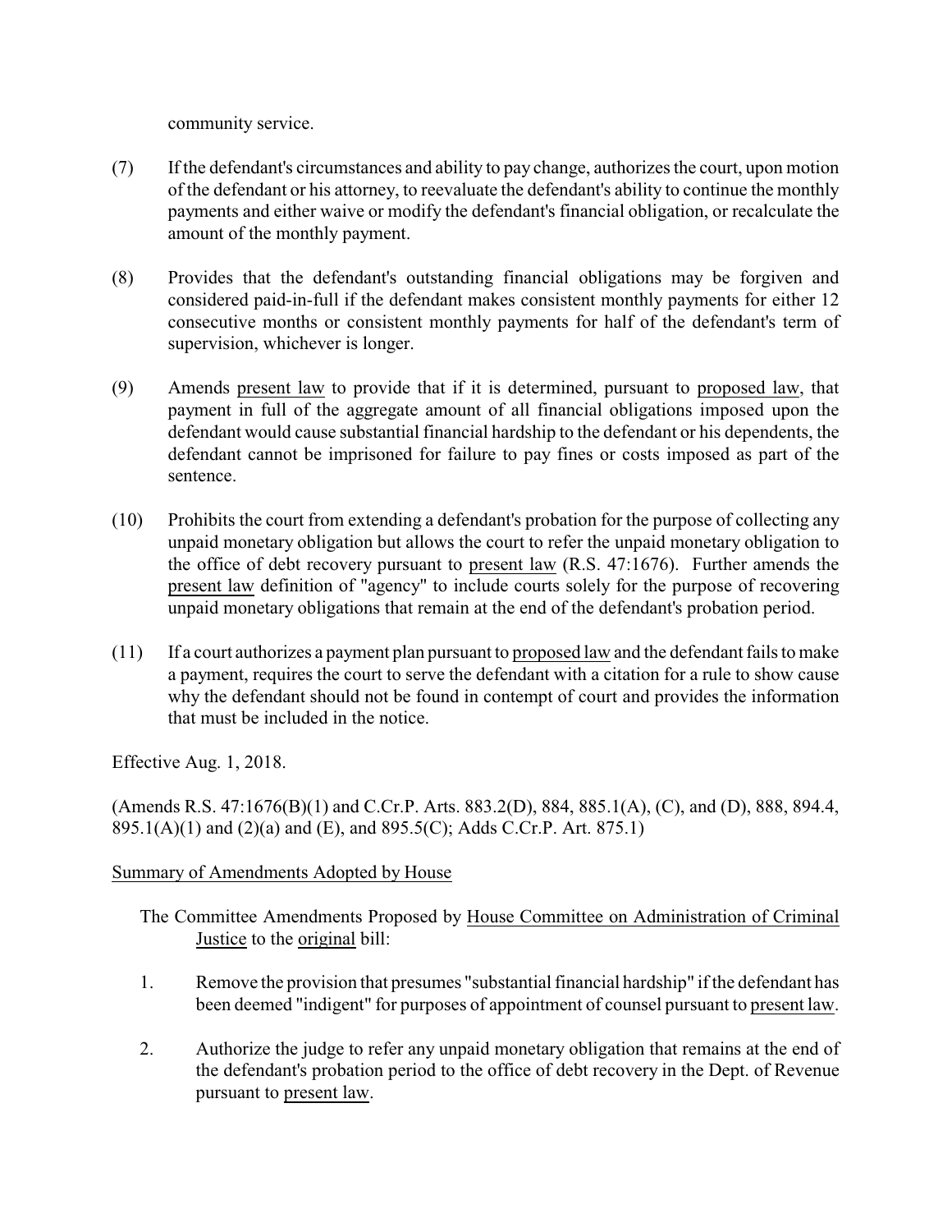community service.

(7) If the defendant's circumstances and ability to pay change, authorizes the court, upon motion of the defendant or his attorney, to reevaluate the defendant's ability to continue the monthly payments and either waive or modify the defendant's financial obligation, or recalculate the amount of the monthly payment.

(8) Provides that the defendant's outstanding financial obligations may be forgiven and considered paid-in-full if the defendant makes consistent monthly payments for either 12 consecutive months or consistent monthly payments for half of the defendant's term of supervision, whichever is longer.

(9) Amends present law to provide that if it is determined, pursuant to proposed law, that payment in full of the aggregate amount of all financial obligations imposed upon the defendant would cause substantial financial hardship to the defendant or his dependents, the defendant cannot be imprisoned for failure to pay fines or costs imposed as part of the sentence.

(10) Prohibits the court from extending a defendant's probation for the purpose of collecting any unpaid monetary obligation but allows the court to refer the unpaid monetary obligation to the office of debt recovery pursuant to present law (R.S. 47:1676). Further amends the present law definition of "agency" to include courts solely for the purpose of recovering unpaid monetary obligations that remain at the end of the defendant's probation period.

(11) If a court authorizes a payment plan pursuant to proposed law and the defendant fails to make a payment, requires the court to serve the defendant with a citation for a rule to show cause why the defendant should not be found in contempt of court and provides the information that must be included in the notice.

Effective Aug. 1, 2018.

(Amends R.S. 47:1676(B)(1) and C.Cr.P. Arts. 883.2(D), 884, 885.1(A), (C), and (D), 888, 894.4, 895.1(A)(1) and (2)(a) and (E), and 895.5(C); Adds C.Cr.P. Art. 875.1)

Summary of Amendments Adopted by House

The Committee Amendments Proposed by House Committee on Administration of Criminal Justice to the original bill:

1. Remove the provision that presumes "substantial financial hardship" if the defendant has been deemed "indigent" for purposes of appointment of counsel pursuant to present law.

2. Authorize the judge to refer any unpaid monetary obligation that remains at the end of the defendant's probation period to the office of debt recovery in the Dept. of Revenue pursuant to present law.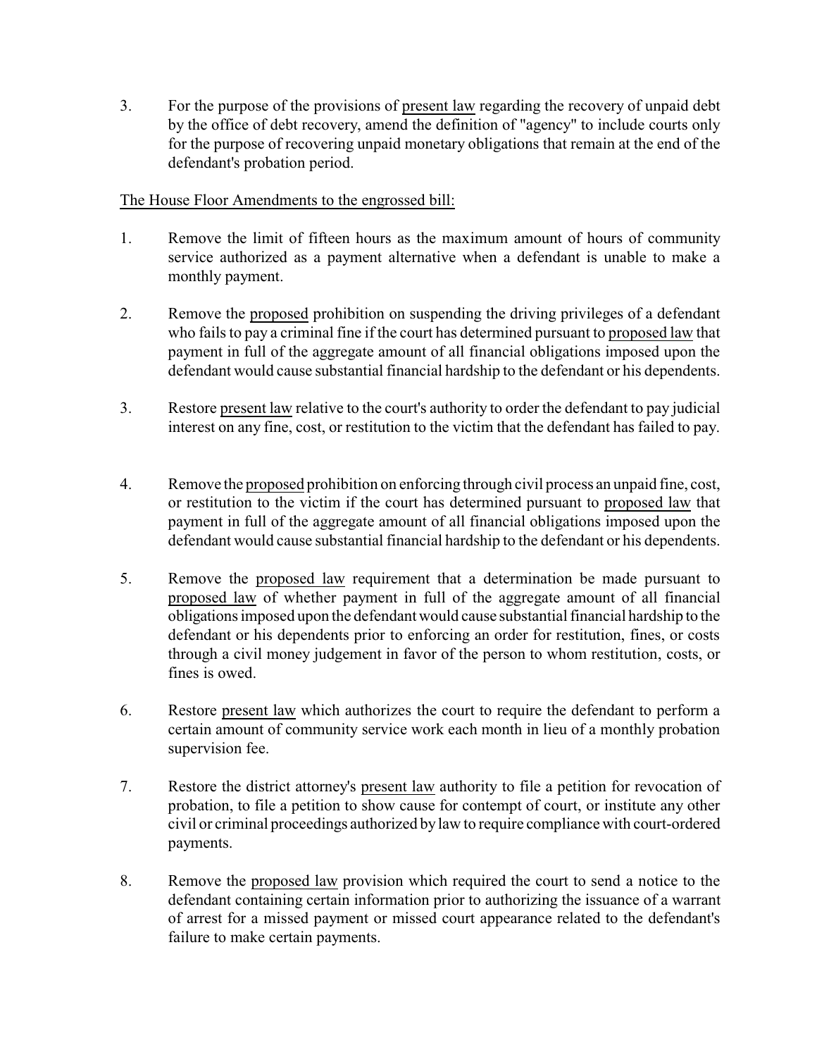3. For the purpose of the provisions of present law regarding the recovery of unpaid debt by the office of debt recovery, amend the definition of "agency" to include courts only for the purpose of recovering unpaid monetary obligations that remain at the end of the defendant's probation period.

The House Floor Amendments to the engrossed bill:

1. Remove the limit of fifteen hours as the maximum amount of hours of community service authorized as a payment alternative when a defendant is unable to make a monthly payment.

2. Remove the proposed prohibition on suspending the driving privileges of a defendant who fails to pay a criminal fine if the court has determined pursuant to proposed law that payment in full of the aggregate amount of all financial obligations imposed upon the defendant would cause substantial financial hardship to the defendant or his dependents.

3. Restore present law relative to the court's authority to order the defendant to pay judicial interest on any fine, cost, or restitution to the victim that the defendant has failed to pay.

4. Remove the proposed prohibition on enforcing through civil process an unpaid fine, cost, or restitution to the victim if the court has determined pursuant to proposed law that payment in full of the aggregate amount of all financial obligations imposed upon the defendant would cause substantial financial hardship to the defendant or his dependents.

5. Remove the proposed law requirement that a determination be made pursuant to proposed law of whether payment in full of the aggregate amount of all financial obligations imposed upon the defendant would cause substantial financial hardship to the defendant or his dependents prior to enforcing an order for restitution, fines, or costs through a civil money judgement in favor of the person to whom restitution, costs, or fines is owed.

6. Restore present law which authorizes the court to require the defendant to perform a certain amount of community service work each month in lieu of a monthly probation supervision fee.

7. Restore the district attorney's present law authority to file a petition for revocation of probation, to file a petition to show cause for contempt of court, or institute any other civil or criminal proceedings authorized by law to require compliance with court-ordered payments.

8. Remove the proposed law provision which required the court to send a notice to the defendant containing certain information prior to authorizing the issuance of a warrant of arrest for a missed payment or missed court appearance related to the defendant's failure to make certain payments.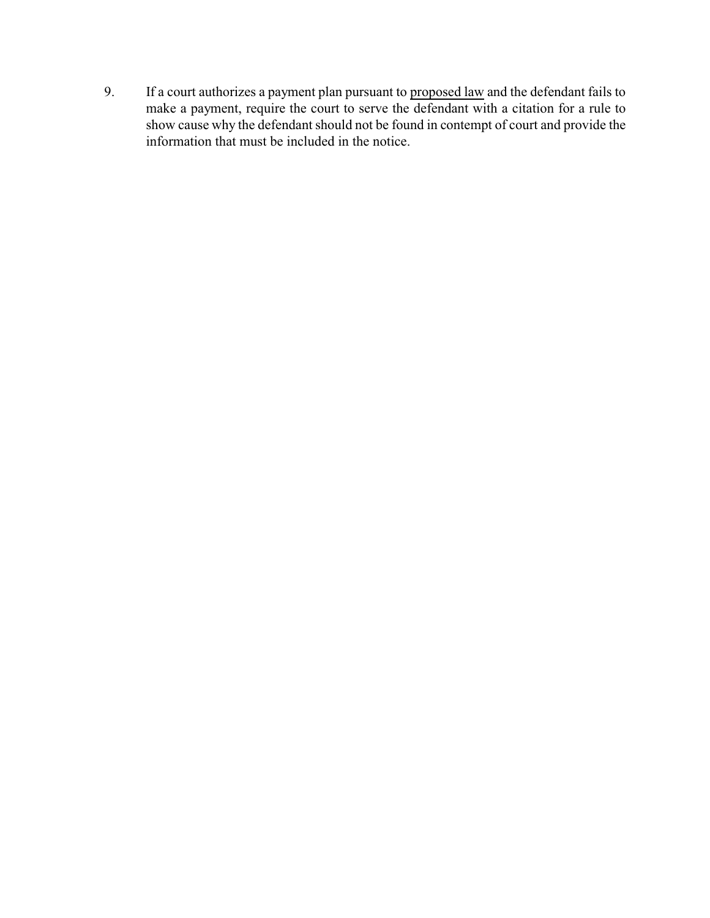9. If a court authorizes a payment plan pursuant to <u>proposed law</u> and the defendant fails to make a payment, require the court to serve the defendant with a citation for a rule to show cause why the defendant should not be found in contempt of court and provide the information that must be included in the notice.